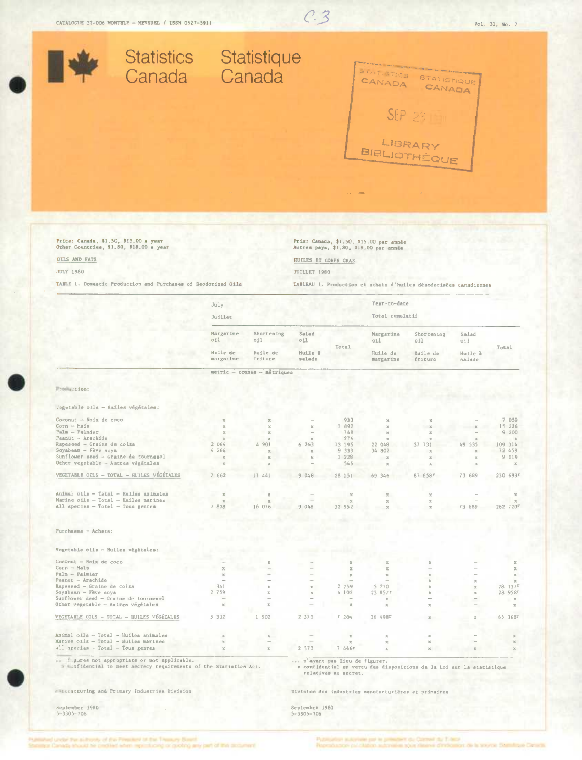CATALOGUE 32-006 MONTHLY – MENSUEL / ISSN 0527-5911

Vol. 31, No. 7

C.3

# Statistics Canada — Statistique Canada

STATISTICS CANADA / STATISTIQUE CANADA — SEP 23 1980 — LIBRARY / BIBLIOTHÈQUE

Price: Canada, $1.50, $15.00 a year
Other Countries, $1.80, $18.00 a year

Prix: Canada, $1.50, $15.00 par année
Autres pays, $1.80, $18.00 par année

OILS AND FATS — HUILES ET CORPS GRAS

JULY 1980 — JUILLET 1980

TABLE 1. Domestic Production and Purchases of Deodorized Oils

TABLEAU 1. Production et achats d'huiles désodorisées canadiennes

| | July / Juillet | | | | Year-to-date / Total cumulatif | | | |
|---|---|---|---|---|---|---|---|---|
| | Margarine oil / Huile de margarine | Shortening oil / Huile de friture | Salad oil / Huile à salade | Total | Margarine oil / Huile de margarine | Shortening oil / Huile de friture | Salad oil / Huile à salade | Total |
| | metric – tonnes – métriques | | | | | | | |
| **Production:** | | | | | | | | |
| Vegetable oils – Huiles végétales: | | | | | | | | |
| Coconut – Noix de coco | x | x | – | 933 | x | x | – | 7 059 |
| Corn – Maïs | x | x | x | 1 892 | x | x | x | 15 226 |
| Palm – Palmier | x | x | – | 748 | x | x | – | 9 200 |
| Peanut – Arachide | x | x | x | 276 | x | x | x | x |
| Rapeseed – Graine de colza | 2 064 | 4 901 | 6 263 | 13 195 | 22 048 | 37 731 | 49 535 | 109 314 |
| Soyabean – Fève soya | 4 264 | x | x | 9 333 | 34 802 | x | x | 72 459 |
| Sunflower seed – Graine de tournesol | x | x | x | 1 228 | x | x | x | 9 019 |
| Other vegetable – Autres végétales | x | x | – | 546 | x | x | x | x |
| VEGETABLE OILS – TOTAL – HUILES VÉGÉTALES | 7 662 | 11 441 | 9 048 | 28 151 | 69 346 | 87 658r | 73 689 | 230 693r |
| Animal oils – Total – Huiles animales | x | x | – | x | x | x | – | x |
| Marine oils – Total – Huiles marines | x | x | – | x | x | x | – | x |
| All species – Total – Tous genres | 7 828 | 16 076 | 9 048 | 32 952 | x | x | 73 689 | 262 720r |
| **Purchases – Achats:** | | | | | | | | |
| Vegetable oils – Huiles végétales: | | | | | | | | |
| Coconut – Noix de coco | – | x | – | x | x | x | – | x |
| Corn – Maïs | x | – | – | x | x | – | – | x |
| Palm – Palmier | x | – | – | x | x | x | – | x |
| Peanut – Arachide | – | – | – | – | – | x | x | x |
| Rapeseed – Graine de colza | 341 | x | x | 2 759 | 5 270 | x | x | 28 137r |
| Soyabean – Fève soya | 2 759 | x | x | 4 102 | 23 857r | x | x | 28 958r |
| Sunflower seed – Graine de tournesol | – | – | – | – | x | – | x | x |
| Other vegetable – Autres végétales | x | x | – | x | x | x | – | x |
| VEGETABLE OILS – TOTAL – HUILES VÉGÉTALES | 3 332 | 1 502 | 2 370 | 7 204 | 36 498r | x | x | 65 360r |
| Animal oils – Total – Huiles animales | x | x | – | x | x | x | – | x |
| Marine oils – Total – Huiles marines | x | – | – | x | x | x | – | x |
| All species – Total – Tous genres | x | x | 2 370 | 7 446r | x | x | x | x |

... figures not appropriate or not applicable.
x confidential to meet secrecy requirements of the Statistics Act.

... n'ayant pas lieu de figurer.
x confidentiel en vertu des dispositions de la Loi sur la statistique relatives au secret.

Manufacturing and Primary Industries Division

Division des industries manufacturières et primaires

September 1980
5-3305-706

Septembre 1980
5-3305-706

Published under the authority of the President of the Treasury Board
Statistics Canada should be credited when reproducing or quoting any part of this document

Publication autorisée par le président du Conseil du Trésor
Reproduction ou citation autorisées sous réserve d'indication de la source: Statistique Canada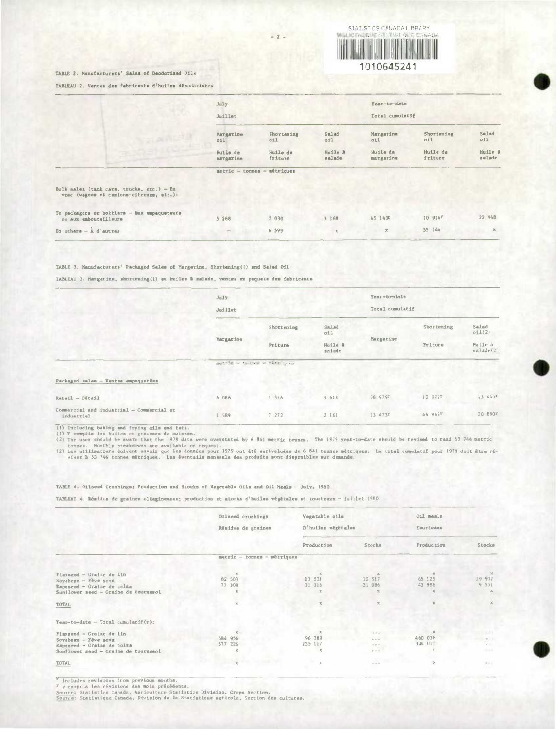TABLE 2. Manufacturers' Sales of Deodorized Oils

TABLEAU 2. Ventes des fabricants d'huiles désodorisées

| | July / Juillet | | | Year-to-date / Total cumulatif | | |
|---|---|---|---|---|---|---|
| | Margarine oil / Huile de margarine | Shortening oil / Huile de friture | Salad oil / Huile à salade | Margarine oil / Huile de margarine | Shortening oil / Huile de friture | Salad oil / Huile à salade |
| | metric – tonnes – métriques | | | | | |
| Bulk sales (tank cars, trucks, etc.) – En vrac (wagons et camions-citernes, etc.): | | | | | | |
| To packagers or bottlers – Aux empaqueteurs ou aux embouteilleurs | 5 268 | 2 030 | 3 168 | 45 143r | 10 914r | 22 948 |
| To others – À d'autres | – | 6 599 | x | x | 55 144 | x |

TABLE 3. Manufacturers' Packaged Sales of Margarine, Shortening(1) and Salad Oil

TABLEAU 3. Margarine, shortening(1) et huiles à salade, ventes en paquets des fabricants

| | July / Juillet | | | Year-to-date / Total cumulatif | | |
|---|---|---|---|---|---|---|
| | Margarine | Shortening / Friture | Salad oil / Huile à salade | Margarine | Shortening / Friture | Salad oil(2) / Huile à salade(2) |
| | metric – tonnes – métriques | | | | | |
| Packaged sales – Ventes empaquetées | | | | | | |
| Retail – Détail | 6 086 | 1 376 | 3 418 | 58 979r | 10 072r | 23 445r |
| Commercial and industrial – Commercial et industriel | 1 589 | 7 272 | 2 161 | 13 473r | 46 942r | 10 890r |

(1) Including baking and frying oils and fats.
(1) Y compris les huiles et graisses de cuisson.
(2) The user should be aware that the 1979 data were overstated by 6 841 metric tonnes. The 1979 year-to-date should be revised to read 53 746 metric tonnes. Monthly breakdowns are available on request.
(2) Les utilisateurs doivent savoir que les données pour 1979 ont été surévaluées de 6 841 tonnes métriques. Le total cumulatif pour 1979 doit être réviser à 53 746 tonnes métriques. Les éventails mensuels des produits sont disponibles sur demande.

TABLE 4. Oilseed Crushings; Production and Stocks of Vegetable Oils and Oil Meals – July, 1980

TABLEAU 4. Résidus de graines oléagineuses; production et stocks d'huiles végétales et tourteaux – juillet 1980

| | Oilseed crushings / Résidus de graines | Vegetable oils / D'huiles végétales | | Oil meals / Tourteaux | |
|---|---|---|---|---|---|
| | | Production | Stocks | Production | Stocks |
| | metric – tonnes – métriques | | | | |
| Flaxseed – Graine de lin | x | x | x | x | x |
| Soyabean – Fève soya | 82 503 | 13 521 | 12 517 | 65 125 | 19 937 |
| Rapeseed – Graine de colza | 77 308 | 31 316 | 31 886 | 43 986 | 9 551 |
| Sunflower seed – Graine de tournesol | x | x | x | x | x |
| TOTAL | x | x | x | x | x |
| Year-to-date – Total cumulatif(r): | | | | | |
| Flaxseed – Graine de lin | x | x | ... | x | ... |
| Soyabean – Fève soya | 584 956 | 96 389 | ... | 460 038 | ... |
| Rapeseed – Graine de colza | 577 226 | 235 117 | ... | 334 015 | ... |
| Sunflower seed – Graine de tournesol | x | x | ... | x | ... |
| TOTAL | x | x | ... | x | ... |

r includes revisions from previous months.
r y compris les révisions des mois précédents.
Source: Statistics Canada, Agriculture Statistics Division, Crops Section.
Source: Statistique Canada, Division de la Statistique agricole, Section des cultures.